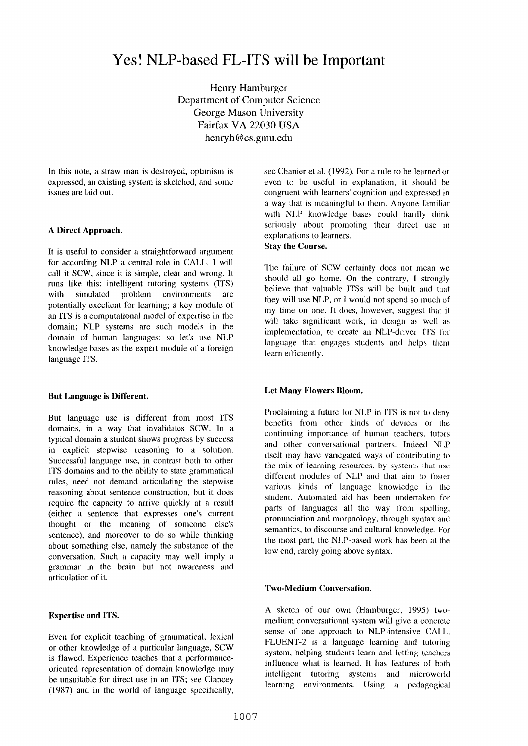# Yes! NLP-based FL-ITS will be Important

Henry Hamburger
Department of Computer Science
George Mason University
Fairfax VA 22030 USA
henryh@cs.gmu.edu

In this note, a straw man is destroyed, optimism is expressed, an existing system is sketched, and some issues are laid out.

## A Direct Approach.

It is useful to consider a straightforward argument for according NLP a central role in CALL. I will call it SCW, since it is simple, clear and wrong. It runs like this: intelligent tutoring systems (ITS) with simulated problem environments are potentially excellent for learning; a key module of an ITS is a computational model of expertise in the domain; NLP systems are such models in the domain of human languages; so let's use NLP knowledge bases as the expert module of a foreign language ITS.

## But Language is Different.

But language use is different from most ITS domains, in a way that invalidates SCW. In a typical domain a student shows progress by success in explicit stepwise reasoning to a solution. Successful language use, in contrast both to other ITS domains and to the ability to state grammatical rules, need not demand articulating the stepwise reasoning about sentence construction, but it does require the capacity to arrive quickly at a result (either a sentence that expresses one's current thought or the meaning of someone else's sentence), and moreover to do so while thinking about something else, namely the substance of the conversation. Such a capacity may well imply a grammar in the brain but not awareness and articulation of it.

## Expertise and ITS.

Even for explicit teaching of grammatical, lexical or other knowledge of a particular language, SCW is flawed. Experience teaches that a performance-oriented representation of domain knowledge may be unsuitable for direct use in an ITS; see Clancey (1987) and in the world of language specifically, see Chanier et al. (1992). For a rule to be learned or even to be useful in explanation, it should be congruent with learners' cognition and expressed in a way that is meaningful to them. Anyone familiar with NLP knowledge bases could hardly think seriously about promoting their direct use in explanations to learners.

## Stay the Course.

The failure of SCW certainly does not mean we should all go home. On the contrary, I strongly believe that valuable ITSs will be built and that they will use NLP, or I would not spend so much of my time on one. It does, however, suggest that it will take significant work, in design as well as implementation, to create an NLP-driven ITS for language that engages students and helps them learn efficiently.

## Let Many Flowers Bloom.

Proclaiming a future for NLP in ITS is not to deny benefits from other kinds of devices or the continuing importance of human teachers, tutors and other conversational partners. Indeed NLP itself may have variegated ways of contributing to the mix of learning resources, by systems that use different modules of NLP and that aim to foster various kinds of language knowledge in the student. Automated aid has been undertaken for parts of languages all the way from spelling, pronunciation and morphology, through syntax and semantics, to discourse and cultural knowledge. For the most part, the NLP-based work has been at the low end, rarely going above syntax.

## Two-Medium Conversation.

A sketch of our own (Hamburger, 1995) two-medium conversational system will give a concrete sense of one approach to NLP-intensive CALL. FLUENT-2 is a language learning and tutoring system, helping students learn and letting teachers influence what is learned. It has features of both intelligent tutoring systems and microworld learning environments. Using a pedagogical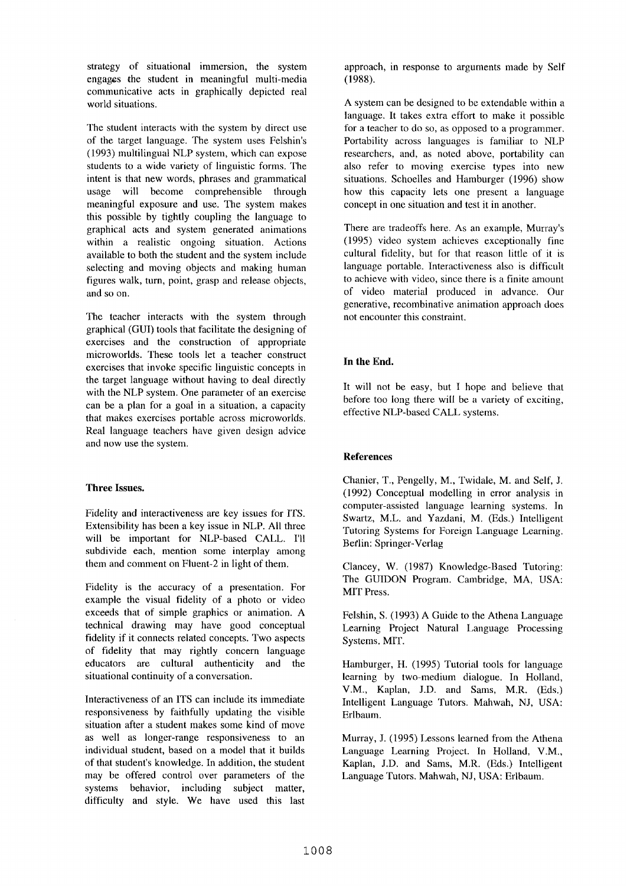strategy of situational immersion, the system engages the student in meaningful multi-media communicative acts in graphically depicted real world situations.

The student interacts with the system by direct use of the target language. The system uses Felshin's (1993) multilingual NLP system, which can expose students to a wide variety of linguistic forms. The intent is that new words, phrases and grammatical usage will become comprehensible through meaningful exposure and use. The system makes this possible by tightly coupling the language to graphical acts and system generated animations within a realistic ongoing situation. Actions available to both the student and the system include selecting and moving objects and making human figures walk, turn, point, grasp and release objects, and so on.

The teacher interacts with the system through graphical (GUI) tools that facilitate the designing of exercises and the construction of appropriate microworlds. These tools let a teacher construct exercises that invoke specific linguistic concepts in the target language without having to deal directly with the NLP system. One parameter of an exercise can be a plan for a goal in a situation, a capacity that makes exercises portable across microworlds. Real language teachers have given design advice and now use the system.

## Three Issues.

Fidelity and interactiveness are key issues for ITS. Extensibility has been a key issue in NLP. All three will be important for NLP-based CALL. I'll subdivide each, mention some interplay among them and comment on Fluent-2 in light of them.

Fidelity is the accuracy of a presentation. For example the visual fidelity of a photo or video exceeds that of simple graphics or animation. A technical drawing may have good conceptual fidelity if it connects related concepts. Two aspects of fidelity that may rightly concern language educators are cultural authenticity and the situational continuity of a conversation.

Interactiveness of an ITS can include its immediate responsiveness by faithfully updating the visible situation after a student makes some kind of move as well as longer-range responsiveness to an individual student, based on a model that it builds of that student's knowledge. In addition, the student may be offered control over parameters of the systems behavior, including subject matter, difficulty and style. We have used this last approach, in response to arguments made by Self (1988).

A system can be designed to be extendable within a language. It takes extra effort to make it possible for a teacher to do so, as opposed to a programmer. Portability across languages is familiar to NLP researchers, and, as noted above, portability can also refer to moving exercise types into new situations. Schoelles and Hamburger (1996) show how this capacity lets one present a language concept in one situation and test it in another.

There are tradeoffs here. As an example, Murray's (1995) video system achieves exceptionally fine cultural fidelity, but for that reason little of it is language portable. Interactiveness also is difficult to achieve with video, since there is a finite amount of video material produced in advance. Our generative, recombinative animation approach does not encounter this constraint.

## In the End.

It will not be easy, but I hope and believe that before too long there will be a variety of exciting, effective NLP-based CALL systems.

## References

Chanier, T., Pengelly, M., Twidale, M. and Self, J. (1992) Conceptual modelling in error analysis in computer-assisted language learning systems. In Swartz, M.L. and Yazdani, M. (Eds.) Intelligent Tutoring Systems for Foreign Language Learning. Berlin: Springer-Verlag

Clancey, W. (1987) Knowledge-Based Tutoring: The GUIDON Program. Cambridge, MA, USA: MIT Press.

Felshin, S. (1993) A Guide to the Athena Language Learning Project Natural Language Processing Systems. MIT.

Hamburger, H. (1995) Tutorial tools for language learning by two-medium dialogue. In Holland, V.M., Kaplan, J.D. and Sams, M.R. (Eds.) Intelligent Language Tutors. Mahwah, NJ, USA: Erlbaum.

Murray, J. (1995) Lessons learned from the Athena Language Learning Project. In Holland, V.M., Kaplan, J.D. and Sams, M.R. (Eds.) Intelligent Language Tutors. Mahwah, NJ, USA: Erlbaum.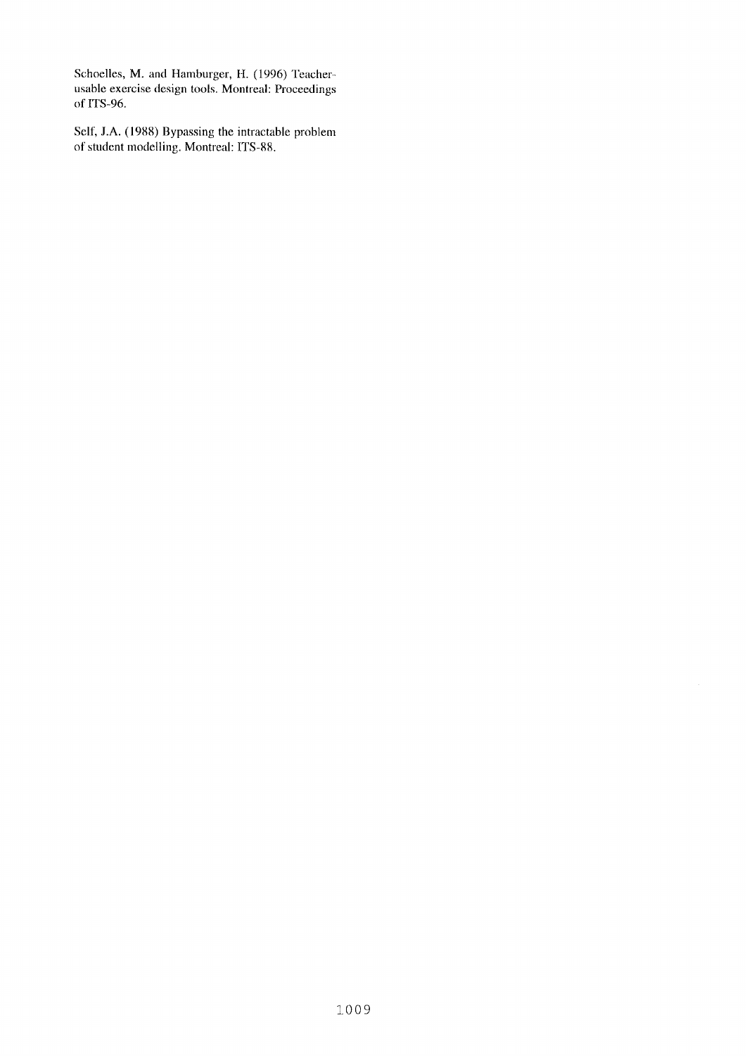Schoelles, M. and Hamburger, H. (1996) Teacher-usable exercise design tools. Montreal: Proceedings of ITS-96.

Self, J.A. (1988) Bypassing the intractable problem of student modelling. Montreal: ITS-88.